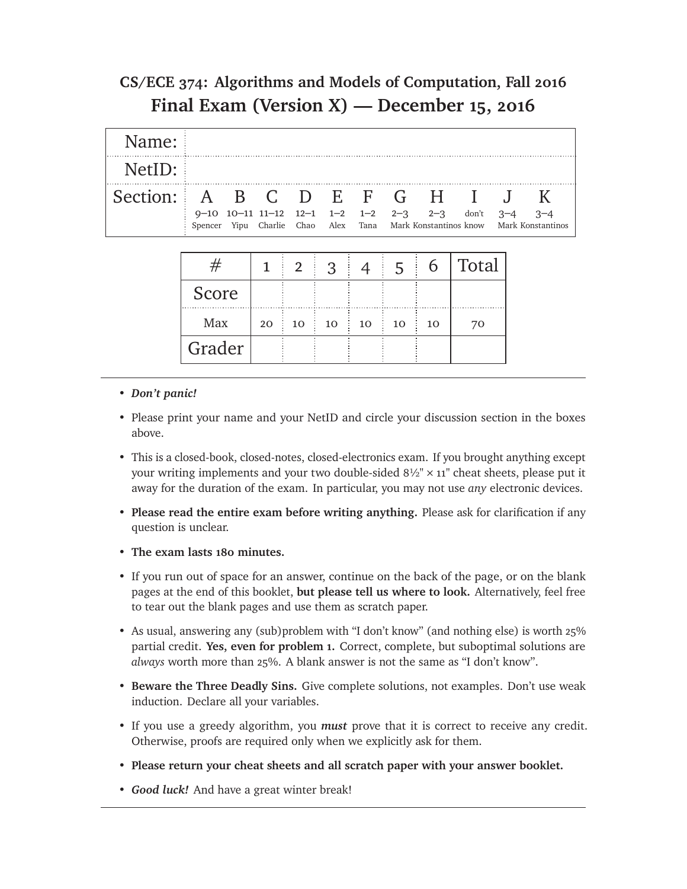# CS/ECE 374: Algorithms and Models of Computation, Fall 2016

## Final Exam (Version X) — December 15, 2016

| | |
|---|---|
| Name: | |
| NetID: | |
| Section: | A B C D E F G H I J K |

| Section | A | B | C | D | E | F | G | H | I | J | K |
|---|---|---|---|---|---|---|---|---|---|---|---|
| Time | 9–10 | 10–11 | 11–12 | 12–1 | 1–2 | 1–2 | 2–3 | 2–3 | don't | 3–4 | 3–4 |
| TA | Spencer | Yipu | Charlie | Chao | Alex | Tana | Mark | Konstantinos | know | Mark | Konstantinos |

| # | 1 | 2 | 3 | 4 | 5 | 6 | Total |
|---|---|---|---|---|---|---|---|
| Score | | | | | | | |
| Max | 20 | 10 | 10 | 10 | 10 | 10 | 70 |
| Grader | | | | | | | |

- ***Don't panic!***
- Please print your name and your NetID and circle your discussion section in the boxes above.
- This is a closed-book, closed-notes, closed-electronics exam. If you brought anything except your writing implements and your two double-sided 8½" × 11" cheat sheets, please put it away for the duration of the exam. In particular, you may not use *any* electronic devices.
- **Please read the entire exam before writing anything.** Please ask for clarification if any question is unclear.
- **The exam lasts 180 minutes.**
- If you run out of space for an answer, continue on the back of the page, or on the blank pages at the end of this booklet, **but please tell us where to look.** Alternatively, feel free to tear out the blank pages and use them as scratch paper.
- As usual, answering any (sub)problem with "I don't know" (and nothing else) is worth 25% partial credit. **Yes, even for problem 1.** Correct, complete, but suboptimal solutions are *always* worth more than 25%. A blank answer is not the same as "I don't know".
- **Beware the Three Deadly Sins.** Give complete solutions, not examples. Don't use weak induction. Declare all your variables.
- If you use a greedy algorithm, you ***must*** prove that it is correct to receive any credit. Otherwise, proofs are required only when we explicitly ask for them.
- **Please return your cheat sheets and all scratch paper with your answer booklet.**
- ***Good luck!*** And have a great winter break!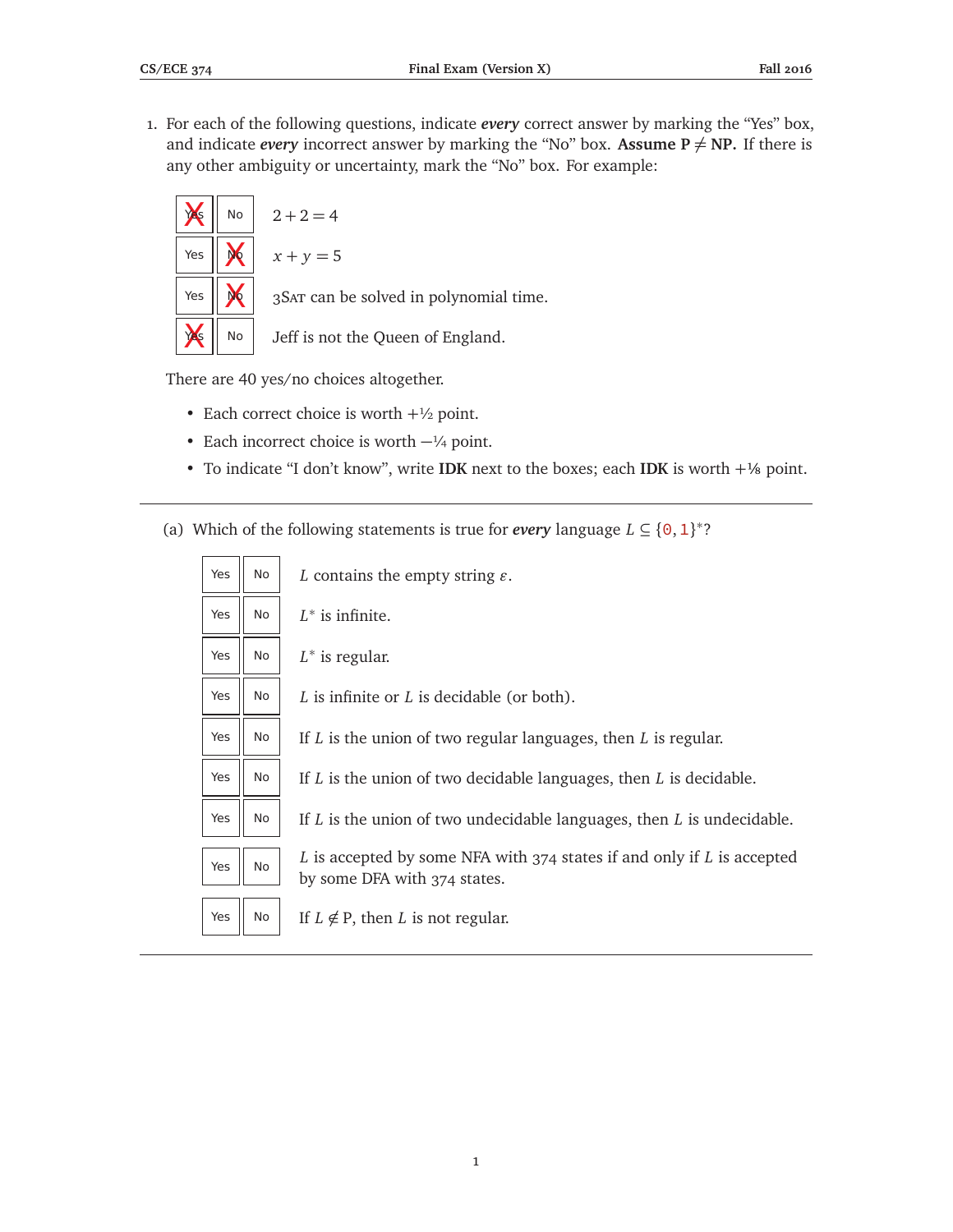1. For each of the following questions, indicate ***every*** correct answer by marking the "Yes" box, and indicate ***every*** incorrect answer by marking the "No" box. **Assume P ≠ NP.** If there is any other ambiguity or uncertainty, mark the "No" box. For example:

| | | |
|---|---|---|
| ~~Yes~~ (X) | No | $2 + 2 = 4$ |
| Yes | ~~No~~ (X) | $x + y = 5$ |
| Yes | ~~No~~ (X) | 3SAT can be solved in polynomial time. |
| ~~Yes~~ (X) | No | Jeff is not the Queen of England. |

There are 40 yes/no choices altogether.

- Each correct choice is worth +½ point.
- Each incorrect choice is worth −¼ point.
- To indicate "I don't know", write **IDK** next to the boxes; each **IDK** is worth +⅛ point.

---

(a) Which of the following statements is true for ***every*** language $L \subseteq \{0, 1\}^*$?

| | | |
|---|---|---|
| Yes | No | $L$ contains the empty string $\varepsilon$. |
| Yes | No | $L^*$ is infinite. |
| Yes | No | $L^*$ is regular. |
| Yes | No | $L$ is infinite or $L$ is decidable (or both). |
| Yes | No | If $L$ is the union of two regular languages, then $L$ is regular. |
| Yes | No | If $L$ is the union of two decidable languages, then $L$ is decidable. |
| Yes | No | If $L$ is the union of two undecidable languages, then $L$ is undecidable. |
| Yes | No | $L$ is accepted by some NFA with 374 states if and only if $L$ is accepted by some DFA with 374 states. |
| Yes | No | If $L \notin$ P, then $L$ is not regular. |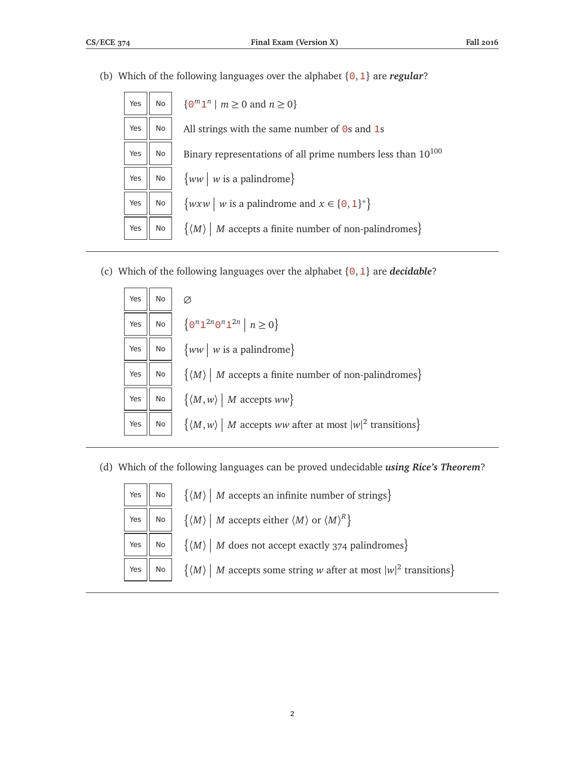(b) Which of the following languages over the alphabet $\{0, 1\}$ are ***regular***?

| | | |
|---|---|---|
| Yes | No | $\{0^m 1^n \mid m \geq 0 \text{ and } n \geq 0\}$ |
| Yes | No | All strings with the same number of 0s and 1s |
| Yes | No | Binary representations of all prime numbers less than $10^{100}$ |
| Yes | No | $\{ww \mid w \text{ is a palindrome}\}$ |
| Yes | No | $\{wxw \mid w \text{ is a palindrome and } x \in \{0, 1\}^*\}$ |
| Yes | No | $\{\langle M \rangle \mid M \text{ accepts a finite number of non-palindromes}\}$ |

(c) Which of the following languages over the alphabet $\{0, 1\}$ are ***decidable***?

| | | |
|---|---|---|
| Yes | No | $\varnothing$ |
| Yes | No | $\{0^n 1^{2n} 0^n 1^{2n} \mid n \geq 0\}$ |
| Yes | No | $\{ww \mid w \text{ is a palindrome}\}$ |
| Yes | No | $\{\langle M \rangle \mid M \text{ accepts a finite number of non-palindromes}\}$ |
| Yes | No | $\{\langle M, w \rangle \mid M \text{ accepts } ww\}$ |
| Yes | No | $\{\langle M, w \rangle \mid M \text{ accepts } ww \text{ after at most } \lvert w \rvert^2 \text{ transitions}\}$ |

(d) Which of the following languages can be proved undecidable ***using Rice's Theorem***?

| | | |
|---|---|---|
| Yes | No | $\{\langle M \rangle \mid M \text{ accepts an infinite number of strings}\}$ |
| Yes | No | $\{\langle M \rangle \mid M \text{ accepts either } \langle M \rangle \text{ or } \langle M \rangle^R\}$ |
| Yes | No | $\{\langle M \rangle \mid M \text{ does not accept exactly 374 palindromes}\}$ |
| Yes | No | $\{\langle M \rangle \mid M \text{ accepts some string } w \text{ after at most } \lvert w \rvert^2 \text{ transitions}\}$ |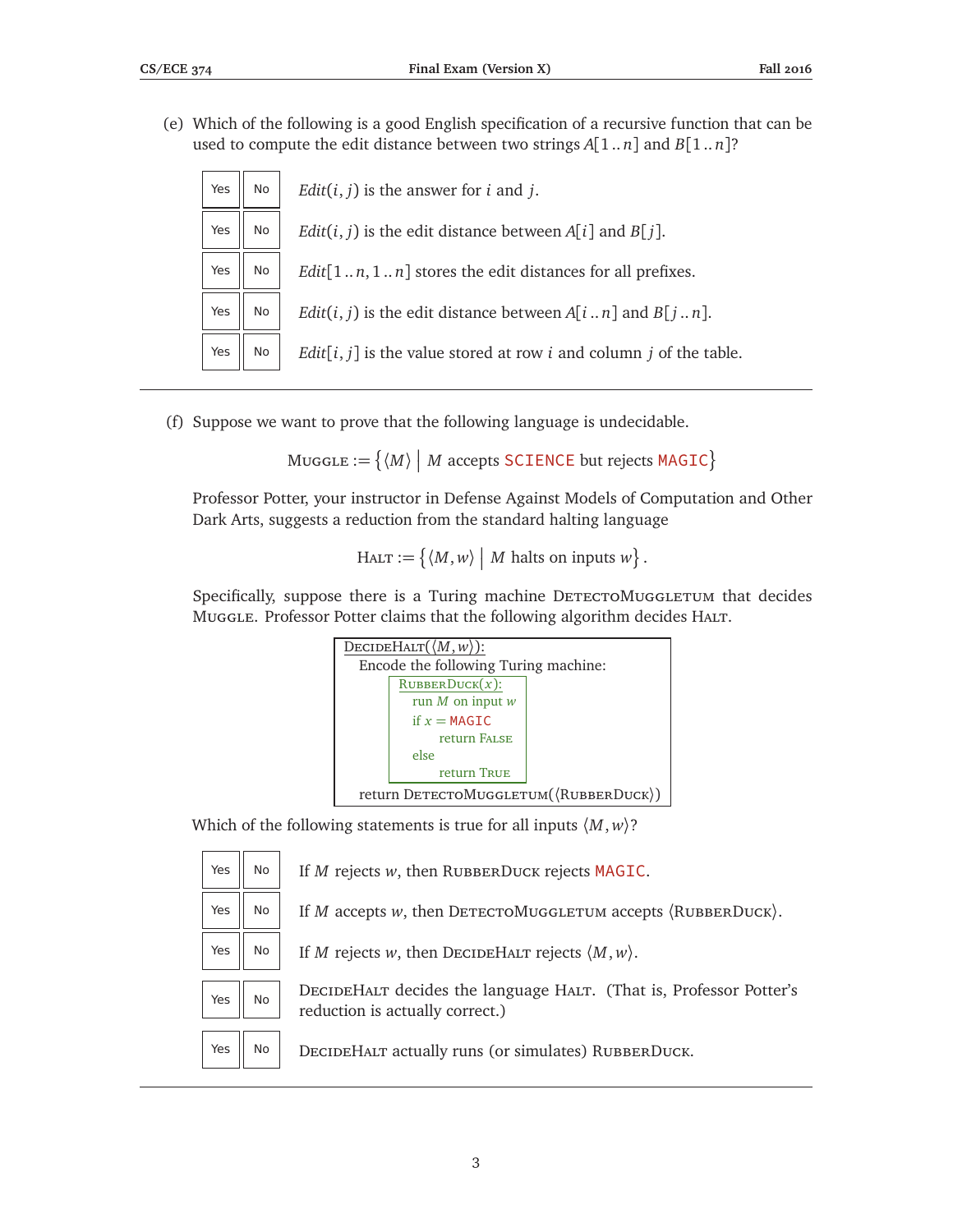(e) Which of the following is a good English specification of a recursive function that can be used to compute the edit distance between two strings $A[1..n]$ and $B[1..n]$?

| | | |
|---|---|---|
| Yes | No | $Edit(i, j)$ is the answer for $i$ and $j$. |
| Yes | No | $Edit(i, j)$ is the edit distance between $A[i]$ and $B[j]$. |
| Yes | No | $Edit[1..n, 1..n]$ stores the edit distances for all prefixes. |
| Yes | No | $Edit(i, j)$ is the edit distance between $A[i..n]$ and $B[j..n]$. |
| Yes | No | $Edit[i, j]$ is the value stored at row $i$ and column $j$ of the table. |

---

(f) Suppose we want to prove that the following language is undecidable.

$$\text{MUGGLE} := \{\langle M \rangle \mid M \text{ accepts } \texttt{SCIENCE} \text{ but rejects } \texttt{MAGIC}\}$$

Professor Potter, your instructor in Defense Against Models of Computation and Other Dark Arts, suggests a reduction from the standard halting language

$$\text{HALT} := \{\langle M, w \rangle \mid M \text{ halts on inputs } w\}.$$

Specifically, suppose there is a Turing machine DETECTOMUGGLETUM that decides MUGGLE. Professor Potter claims that the following algorithm decides HALT.

```
DECIDEHALT(⟨M, w⟩):
  Encode the following Turing machine:
      RUBBERDUCK(x):
        run M on input w
        if x = MAGIC
            return FALSE
        else
            return TRUE
  return DETECTOMUGGLETUM(⟨RUBBERDUCK⟩)
```

Which of the following statements is true for all inputs $\langle M, w \rangle$?

| | | |
|---|---|---|
| Yes | No | If $M$ rejects $w$, then RUBBERDUCK rejects `MAGIC`. |
| Yes | No | If $M$ accepts $w$, then DETECTOMUGGLETUM accepts $\langle$RUBBERDUCK$\rangle$. |
| Yes | No | If $M$ rejects $w$, then DECIDEHALT rejects $\langle M, w \rangle$. |
| Yes | No | DECIDEHALT decides the language HALT. (That is, Professor Potter's reduction is actually correct.) |
| Yes | No | DECIDEHALT actually runs (or simulates) RUBBERDUCK. |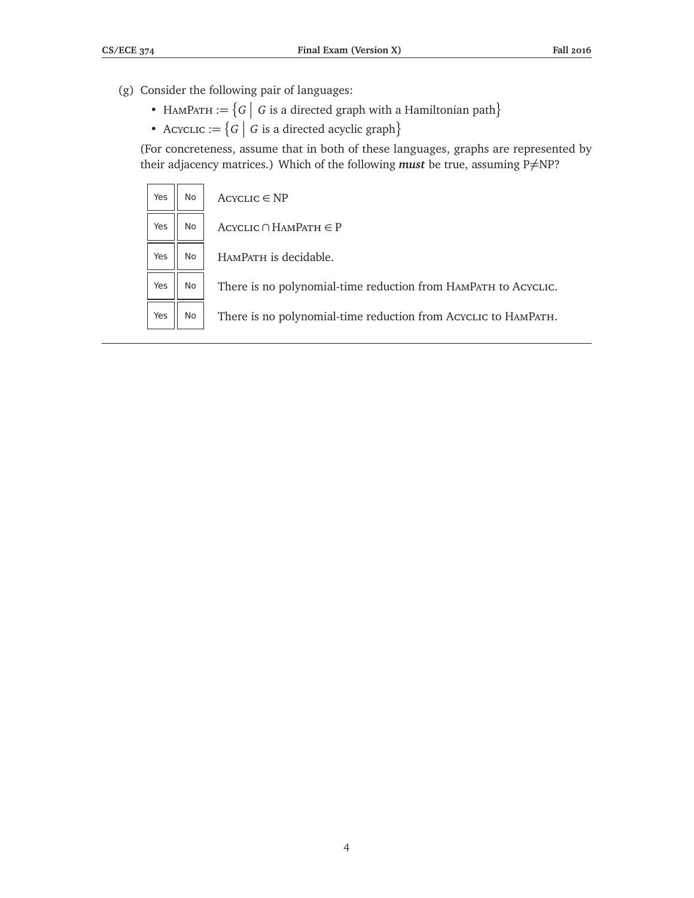(g) Consider the following pair of languages:

- HamPath := $\{G \mid G$ is a directed graph with a Hamiltonian path$\}$
- Acyclic := $\{G \mid G$ is a directed acyclic graph$\}$

(For concreteness, assume that in both of these languages, graphs are represented by their adjacency matrices.) Which of the following ***must*** be true, assuming P≠NP?

| | | |
|---|---|---|
| Yes | No | Acyclic ∈ NP |
| Yes | No | Acyclic ∩ HamPath ∈ P |
| Yes | No | HamPath is decidable. |
| Yes | No | There is no polynomial-time reduction from HamPath to Acyclic. |
| Yes | No | There is no polynomial-time reduction from Acyclic to HamPath. |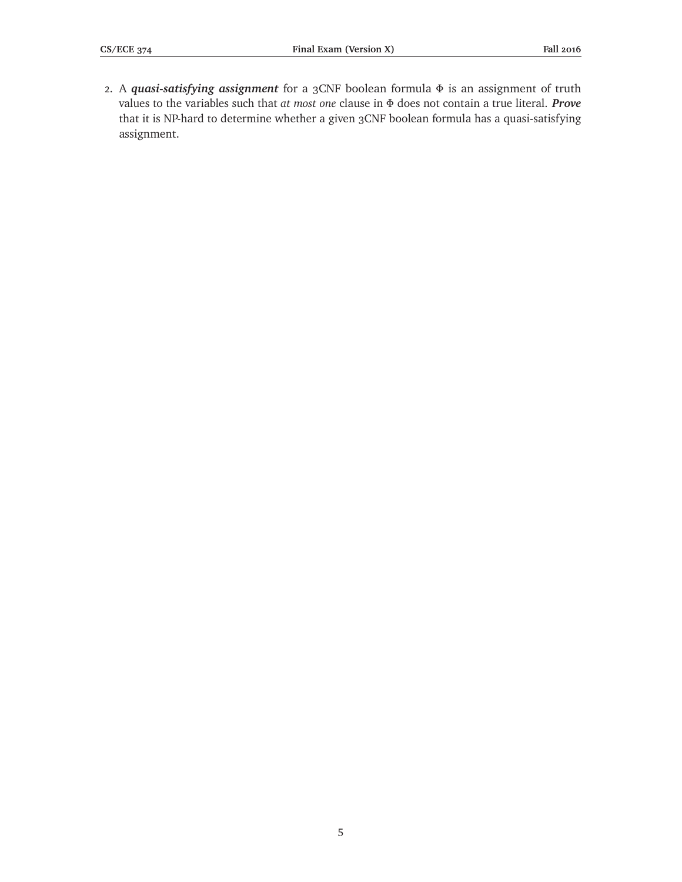2. A ***quasi-satisfying assignment*** for a 3CNF boolean formula $\Phi$ is an assignment of truth values to the variables such that *at most one* clause in $\Phi$ does not contain a true literal. ***Prove*** that it is NP-hard to determine whether a given 3CNF boolean formula has a quasi-satisfying assignment.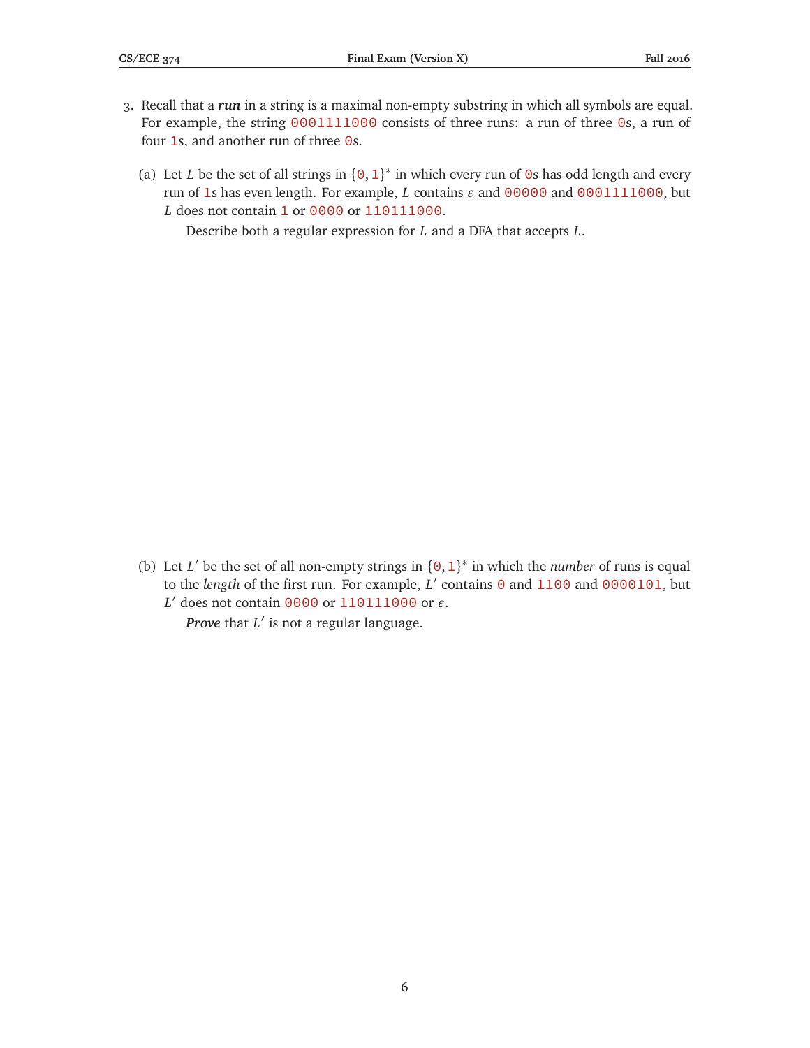3. Recall that a ***run*** in a string is a maximal non-empty substring in which all symbols are equal. For example, the string `0001111000` consists of three runs: a run of three `0`s, a run of four `1`s, and another run of three `0`s.

   (a) Let $L$ be the set of all strings in $\{0, 1\}^*$ in which every run of `0`s has odd length and every run of `1`s has even length. For example, $L$ contains $\varepsilon$ and `00000` and `0001111000`, but $L$ does not contain `1` or `0000` or `110111000`.

   Describe both a regular expression for $L$ and a DFA that accepts $L$.

   (b) Let $L'$ be the set of all non-empty strings in $\{0, 1\}^*$ in which the *number* of runs is equal to the *length* of the first run. For example, $L'$ contains `0` and `1100` and `0000101`, but $L'$ does not contain `0000` or `110111000` or $\varepsilon$.

   ***Prove*** that $L'$ is not a regular language.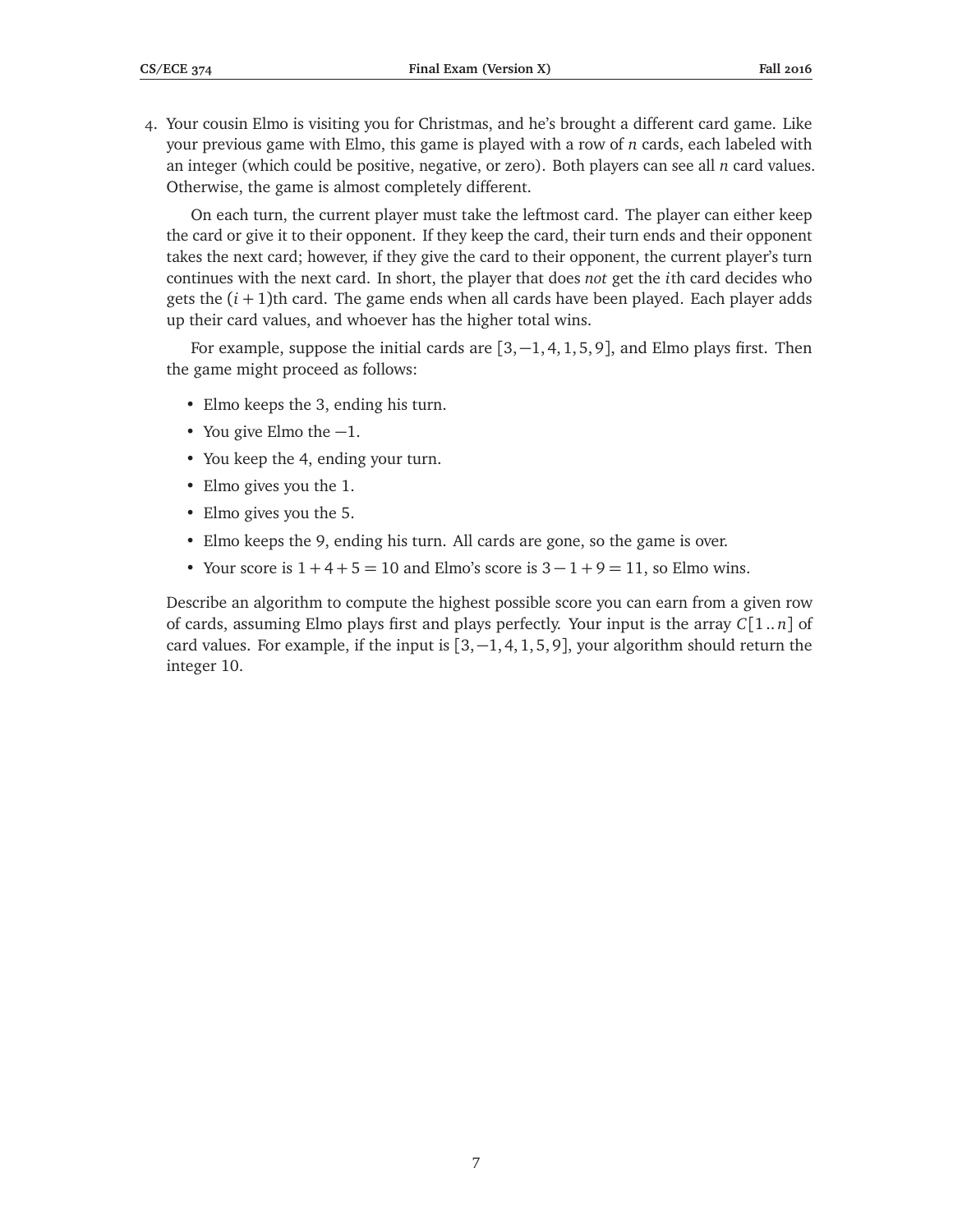4. Your cousin Elmo is visiting you for Christmas, and he's brought a different card game. Like your previous game with Elmo, this game is played with a row of $n$ cards, each labeled with an integer (which could be positive, negative, or zero). Both players can see all $n$ card values. Otherwise, the game is almost completely different.

   On each turn, the current player must take the leftmost card. The player can either keep the card or give it to their opponent. If they keep the card, their turn ends and their opponent takes the next card; however, if they give the card to their opponent, the current player's turn continues with the next card. In short, the player that does *not* get the $i$th card decides who gets the $(i+1)$th card. The game ends when all cards have been played. Each player adds up their card values, and whoever has the higher total wins.

   For example, suppose the initial cards are $[3, -1, 4, 1, 5, 9]$, and Elmo plays first. Then the game might proceed as follows:

   - Elmo keeps the 3, ending his turn.
   - You give Elmo the $-1$.
   - You keep the 4, ending your turn.
   - Elmo gives you the 1.
   - Elmo gives you the 5.
   - Elmo keeps the 9, ending his turn. All cards are gone, so the game is over.
   - Your score is $1 + 4 + 5 = 10$ and Elmo's score is $3 - 1 + 9 = 11$, so Elmo wins.

   Describe an algorithm to compute the highest possible score you can earn from a given row of cards, assuming Elmo plays first and plays perfectly. Your input is the array $C[1..n]$ of card values. For example, if the input is $[3, -1, 4, 1, 5, 9]$, your algorithm should return the integer 10.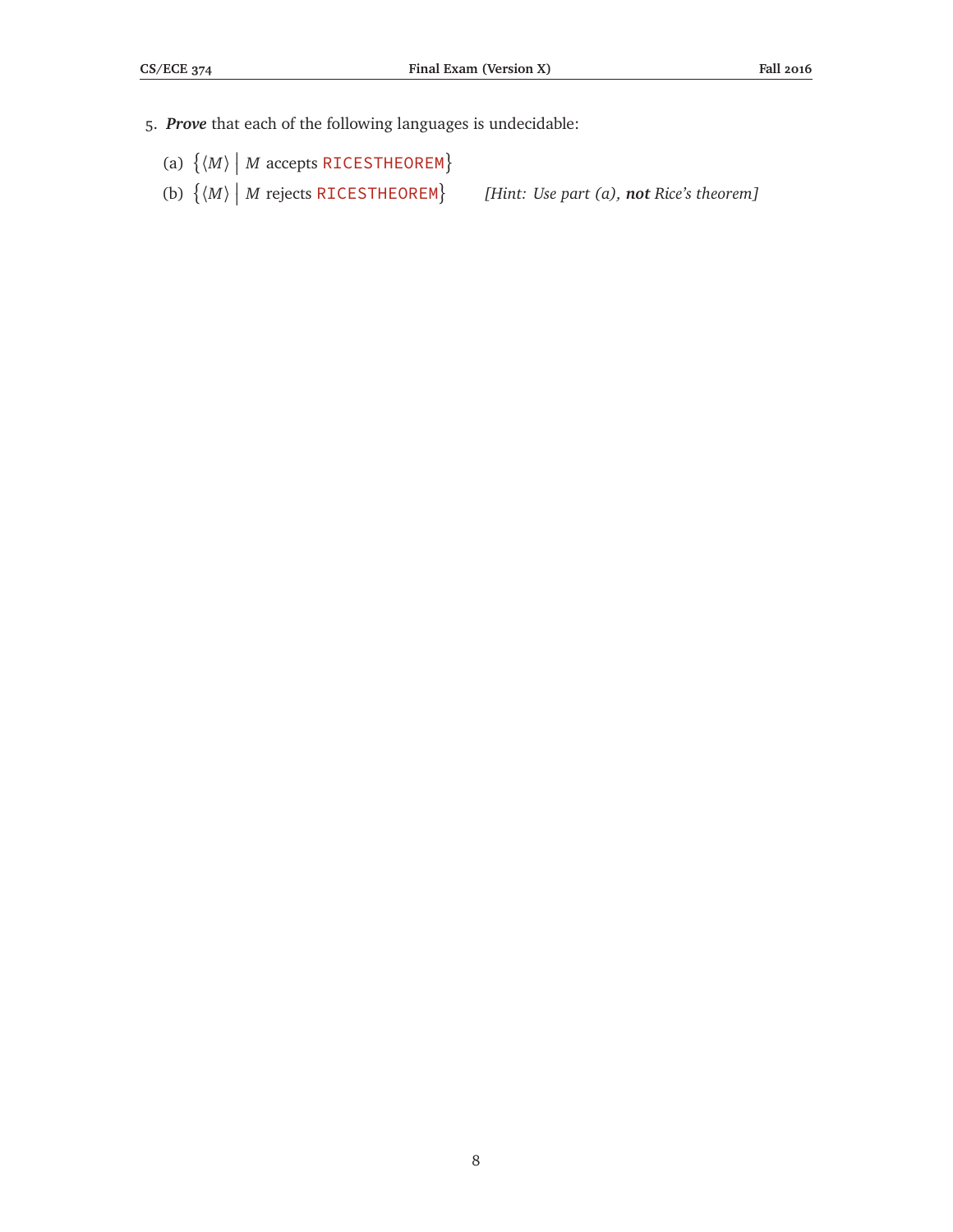5. ***Prove*** that each of the following languages is undecidable:

   (a) $\{\langle M \rangle \mid M \text{ accepts } \texttt{RICESTHEOREM}\}$

   (b) $\{\langle M \rangle \mid M \text{ rejects } \texttt{RICESTHEOREM}\}$ *[Hint: Use part (a), **not** Rice's theorem]*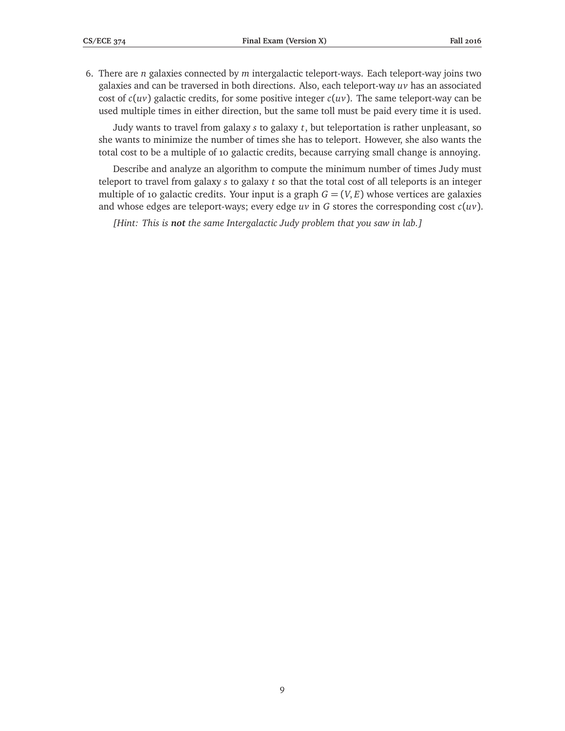6. There are $n$ galaxies connected by $m$ intergalactic teleport-ways. Each teleport-way joins two galaxies and can be traversed in both directions. Also, each teleport-way $uv$ has an associated cost of $c(uv)$ galactic credits, for some positive integer $c(uv)$. The same teleport-way can be used multiple times in either direction, but the same toll must be paid every time it is used.

   Judy wants to travel from galaxy $s$ to galaxy $t$, but teleportation is rather unpleasant, so she wants to minimize the number of times she has to teleport. However, she also wants the total cost to be a multiple of 10 galactic credits, because carrying small change is annoying.

   Describe and analyze an algorithm to compute the minimum number of times Judy must teleport to travel from galaxy $s$ to galaxy $t$ so that the total cost of all teleports is an integer multiple of 10 galactic credits. Your input is a graph $G = (V, E)$ whose vertices are galaxies and whose edges are teleport-ways; every edge $uv$ in $G$ stores the corresponding cost $c(uv)$.

   *[Hint: This is **not** the same Intergalactic Judy problem that you saw in lab.]*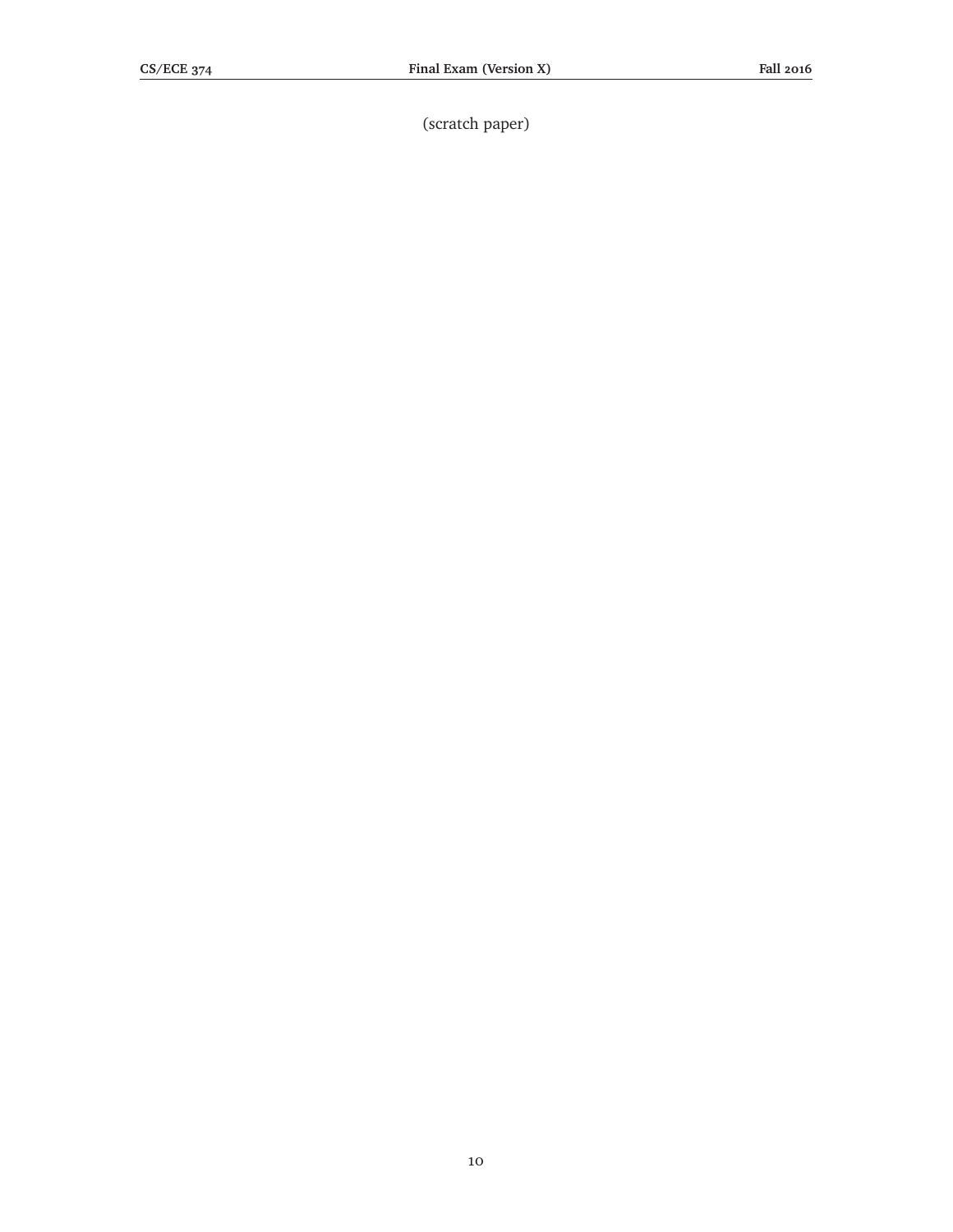(scratch paper)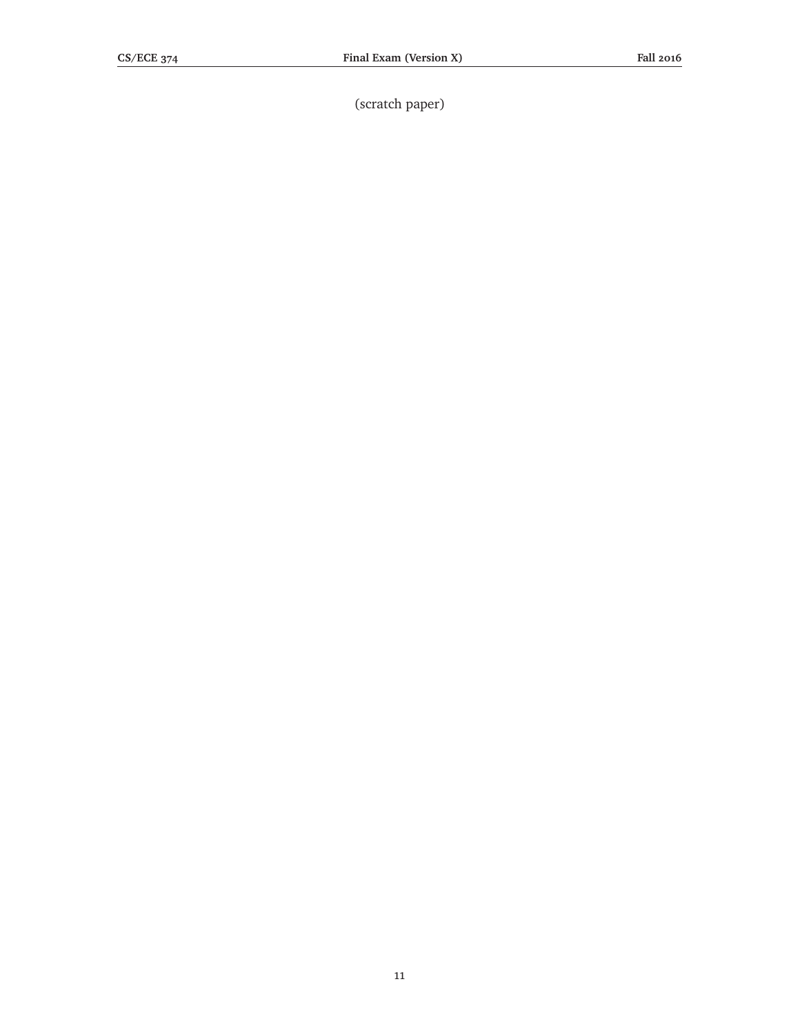(scratch paper)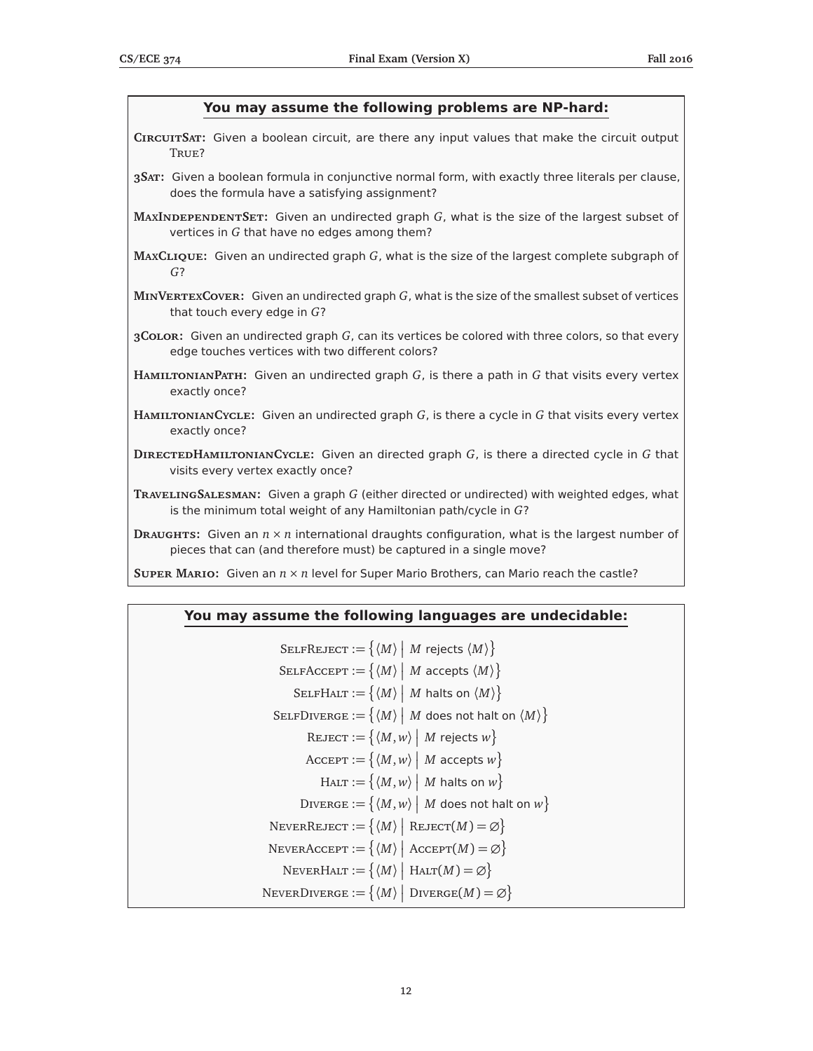## You may assume the following problems are NP-hard:

**CircuitSat:** Given a boolean circuit, are there any input values that make the circuit output True?

**3Sat:** Given a boolean formula in conjunctive normal form, with exactly three literals per clause, does the formula have a satisfying assignment?

**MaxIndependentSet:** Given an undirected graph $G$, what is the size of the largest subset of vertices in $G$ that have no edges among them?

**MaxClique:** Given an undirected graph $G$, what is the size of the largest complete subgraph of $G$?

**MinVertexCover:** Given an undirected graph $G$, what is the size of the smallest subset of vertices that touch every edge in $G$?

**3Color:** Given an undirected graph $G$, can its vertices be colored with three colors, so that every edge touches vertices with two different colors?

**HamiltonianPath:** Given an undirected graph $G$, is there a path in $G$ that visits every vertex exactly once?

**HamiltonianCycle:** Given an undirected graph $G$, is there a cycle in $G$ that visits every vertex exactly once?

**DirectedHamiltonianCycle:** Given an directed graph $G$, is there a directed cycle in $G$ that visits every vertex exactly once?

**TravelingSalesman:** Given a graph $G$ (either directed or undirected) with weighted edges, what is the minimum total weight of any Hamiltonian path/cycle in $G$?

**Draughts:** Given an $n \times n$ international draughts configuration, what is the largest number of pieces that can (and therefore must) be captured in a single move?

**Super Mario:** Given an $n \times n$ level for Super Mario Brothers, can Mario reach the castle?

## You may assume the following languages are undecidable:

$$\text{SelfReject} := \{\langle M \rangle \mid M \text{ rejects } \langle M \rangle\}$$

$$\text{SelfAccept} := \{\langle M \rangle \mid M \text{ accepts } \langle M \rangle\}$$

$$\text{SelfHalt} := \{\langle M \rangle \mid M \text{ halts on } \langle M \rangle\}$$

$$\text{SelfDiverge} := \{\langle M \rangle \mid M \text{ does not halt on } \langle M \rangle\}$$

$$\text{Reject} := \{\langle M, w \rangle \mid M \text{ rejects } w\}$$

$$\text{Accept} := \{\langle M, w \rangle \mid M \text{ accepts } w\}$$

$$\text{Halt} := \{\langle M, w \rangle \mid M \text{ halts on } w\}$$

$$\text{Diverge} := \{\langle M, w \rangle \mid M \text{ does not halt on } w\}$$

$$\text{NeverReject} := \{\langle M \rangle \mid \text{Reject}(M) = \varnothing\}$$

$$\text{NeverAccept} := \{\langle M \rangle \mid \text{Accept}(M) = \varnothing\}$$

$$\text{NeverHalt} := \{\langle M \rangle \mid \text{Halt}(M) = \varnothing\}$$

$$\text{NeverDiverge} := \{\langle M \rangle \mid \text{Diverge}(M) = \varnothing\}$$